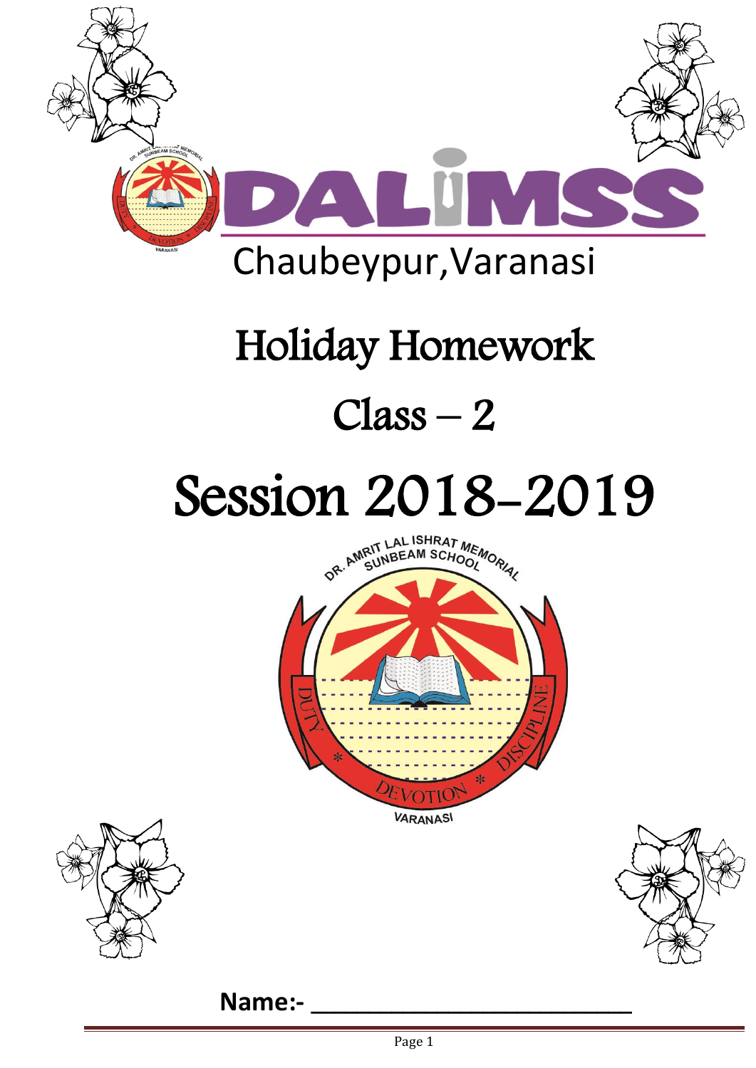DALIMSS

Chaubeypur,Varanasi

# Holiday Homework

# Class – 2

# Session 2018-2019

DR. AMRIT LAL ISHRAT MEMORIAL SUNBEAM SCHOOL

DUTY * DEVOTION * DISCIPLINE

VARANASI

**Name:- \_\_\_\_\_\_\_\_\_\_\_\_\_\_\_\_\_\_\_\_\_\_\_\_\_\_\_\_\_\_**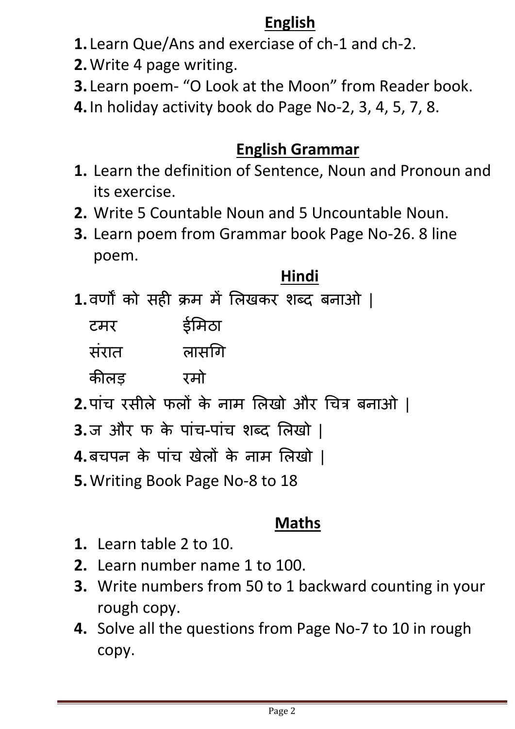## English

1. Learn Que/Ans and exerciase of ch-1 and ch-2.
2. Write 4 page writing.
3. Learn poem- “O Look at the Moon” from Reader book.
4. In holiday activity book do Page No-2, 3, 4, 5, 7, 8.

## English Grammar

1. Learn the definition of Sentence, Noun and Pronoun and its exercise.
2. Write 5 Countable Noun and 5 Uncountable Noun.
3. Learn poem from Grammar book Page No-26. 8 line poem.

## Hindi

1. वर्णों को सही क्रम में लिखकर शब्द बनाओ |

   टमर ईमिठा

   संरात लासगि

   कीलड़ रमो

2. पांच रसीले फलों के नाम लिखो और चित्र बनाओ |
3. ज और फ के पांच-पांच शब्द लिखो |
4. बचपन के पांच खेलों के नाम लिखो |
5. Writing Book Page No-8 to 18

## Maths

1. Learn table 2 to 10.
2. Learn number name 1 to 100.
3. Write numbers from 50 to 1 backward counting in your rough copy.
4. Solve all the questions from Page No-7 to 10 in rough copy.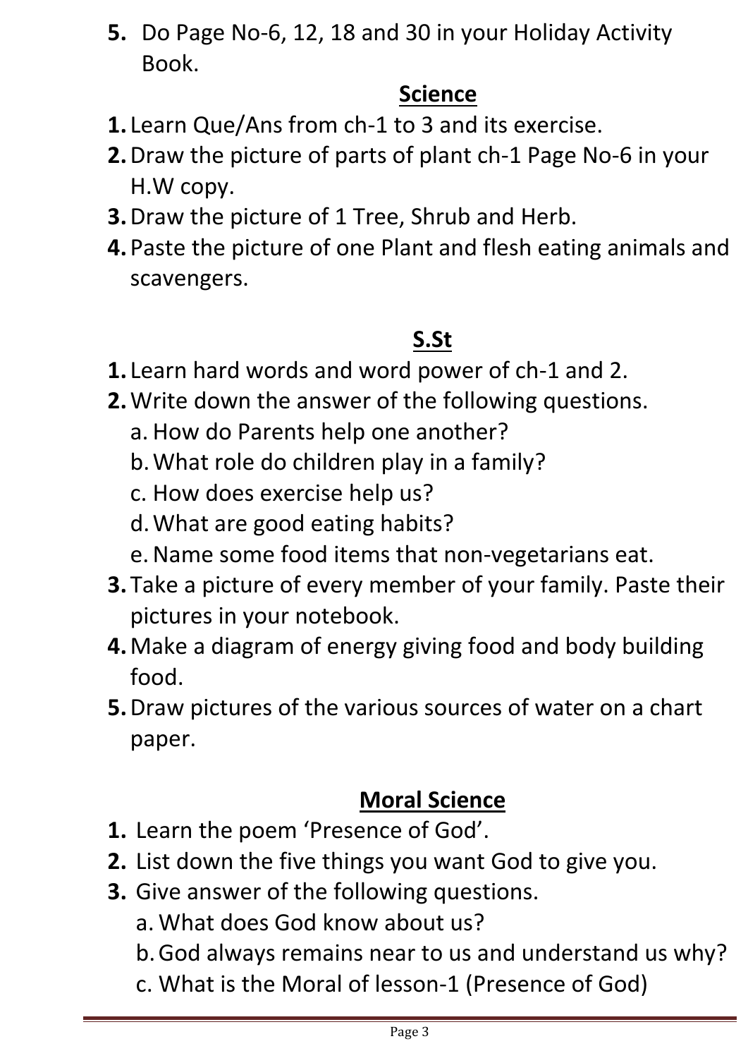5. Do Page No-6, 12, 18 and 30 in your Holiday Activity Book.

## Science

1. Learn Que/Ans from ch-1 to 3 and its exercise.
2. Draw the picture of parts of plant ch-1 Page No-6 in your H.W copy.
3. Draw the picture of 1 Tree, Shrub and Herb.
4. Paste the picture of one Plant and flesh eating animals and scavengers.

## S.St

1. Learn hard words and word power of ch-1 and 2.
2. Write down the answer of the following questions.
   a. How do Parents help one another?
   b. What role do children play in a family?
   c. How does exercise help us?
   d. What are good eating habits?
   e. Name some food items that non-vegetarians eat.
3. Take a picture of every member of your family. Paste their pictures in your notebook.
4. Make a diagram of energy giving food and body building food.
5. Draw pictures of the various sources of water on a chart paper.

## Moral Science

1. Learn the poem 'Presence of God'.
2. List down the five things you want God to give you.
3. Give answer of the following questions.
   a. What does God know about us?
   b. God always remains near to us and understand us why?
   c. What is the Moral of lesson-1 (Presence of God)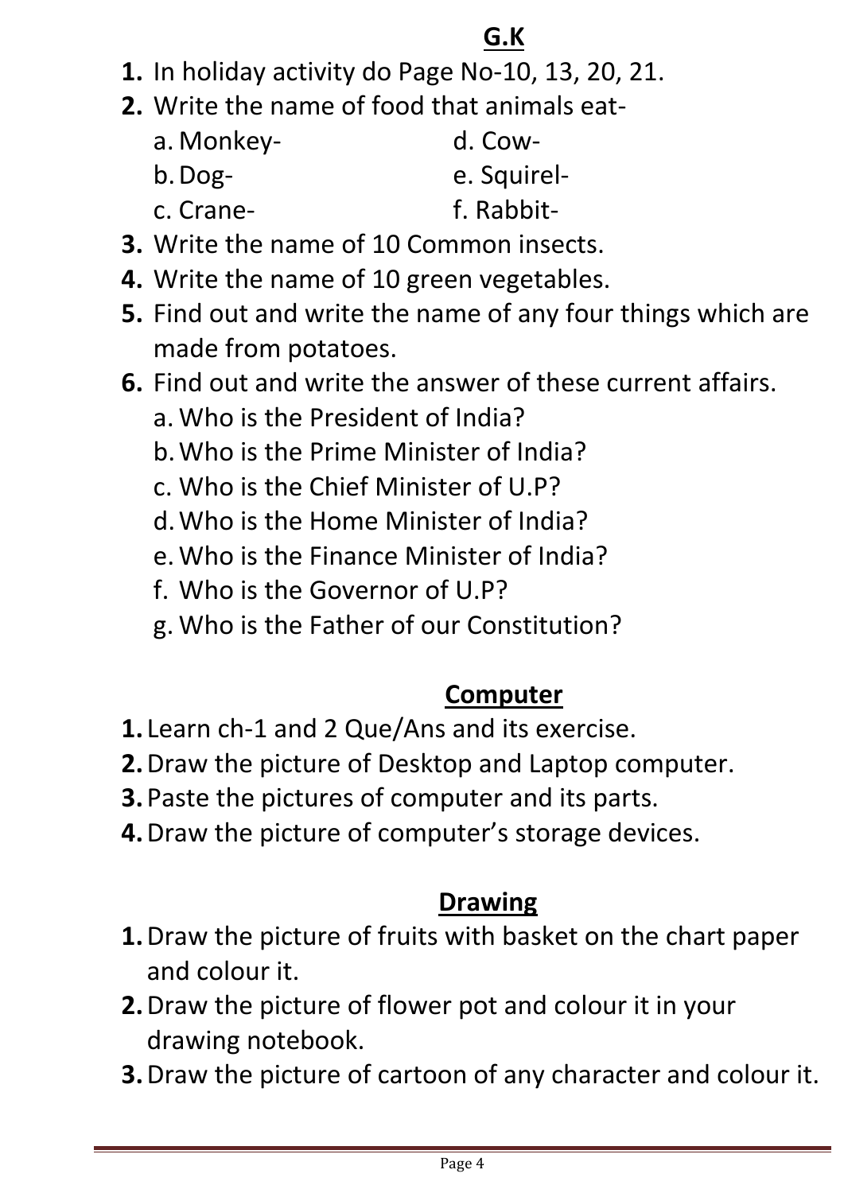## G.K

1. In holiday activity do Page No-10, 13, 20, 21.
2. Write the name of food that animals eat-
   a. Monkey-
   b. Dog-
   c. Crane-
   d. Cow-
   e. Squirel-
   f. Rabbit-
3. Write the name of 10 Common insects.
4. Write the name of 10 green vegetables.
5. Find out and write the name of any four things which are made from potatoes.
6. Find out and write the answer of these current affairs.
   a. Who is the President of India?
   b. Who is the Prime Minister of India?
   c. Who is the Chief Minister of U.P?
   d. Who is the Home Minister of India?
   e. Who is the Finance Minister of India?
   f. Who is the Governor of U.P?
   g. Who is the Father of our Constitution?

## Computer

1. Learn ch-1 and 2 Que/Ans and its exercise.
2. Draw the picture of Desktop and Laptop computer.
3. Paste the pictures of computer and its parts.
4. Draw the picture of computer's storage devices.

## Drawing

1. Draw the picture of fruits with basket on the chart paper and colour it.
2. Draw the picture of flower pot and colour it in your drawing notebook.
3. Draw the picture of cartoon of any character and colour it.